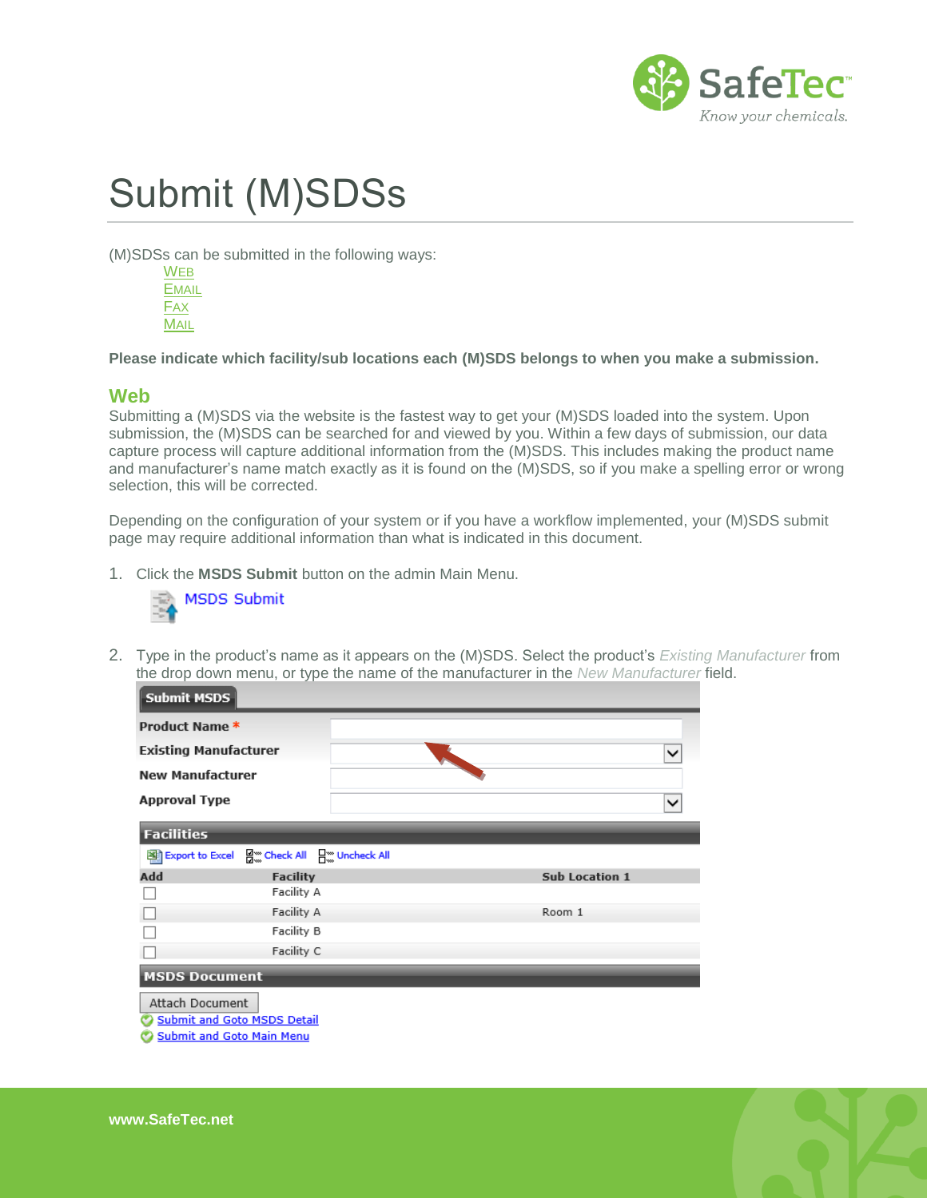# Submit (M)SDSs

(M)SDSs can be submitted in the following ways:

- WEB
- EMAIL
- FAX
- MAIL

**Please indicate which facility/sub locations each (M)SDS belongs to when you make a submission.**

## Web

Submitting a (M)SDS via the website is the fastest way to get your (M)SDS loaded into the system. Upon submission, the (M)SDS can be searched for and viewed by you. Within a few days of submission, our data capture process will capture additional information from the (M)SDS. This includes making the product name and manufacturer's name match exactly as it is found on the (M)SDS, so if you make a spelling error or wrong selection, this will be corrected.

Depending on the configuration of your system or if you have a workflow implemented, your (M)SDS submit page may require additional information than what is indicated in this document.

1. Click the **MSDS Submit** button on the admin Main Menu.

   MSDS Submit

2. Type in the product's name as it appears on the (M)SDS. Select the product's *Existing Manufacturer* from the drop down menu, or type the name of the manufacturer in the *New Manufacturer* field.

**Submit MSDS**

Product Name *

Existing Manufacturer

New Manufacturer

Approval Type

**Facilities**

Export to Excel | Check All | Uncheck All

| Add | Facility | Sub Location 1 |
|---|---|---|
| ☐ | Facility A | |
| ☐ | Facility A | Room 1 |
| ☐ | Facility B | |
| ☐ | Facility C | |

**MSDS Document**

Attach Document

Submit and Goto MSDS Detail

Submit and Goto Main Menu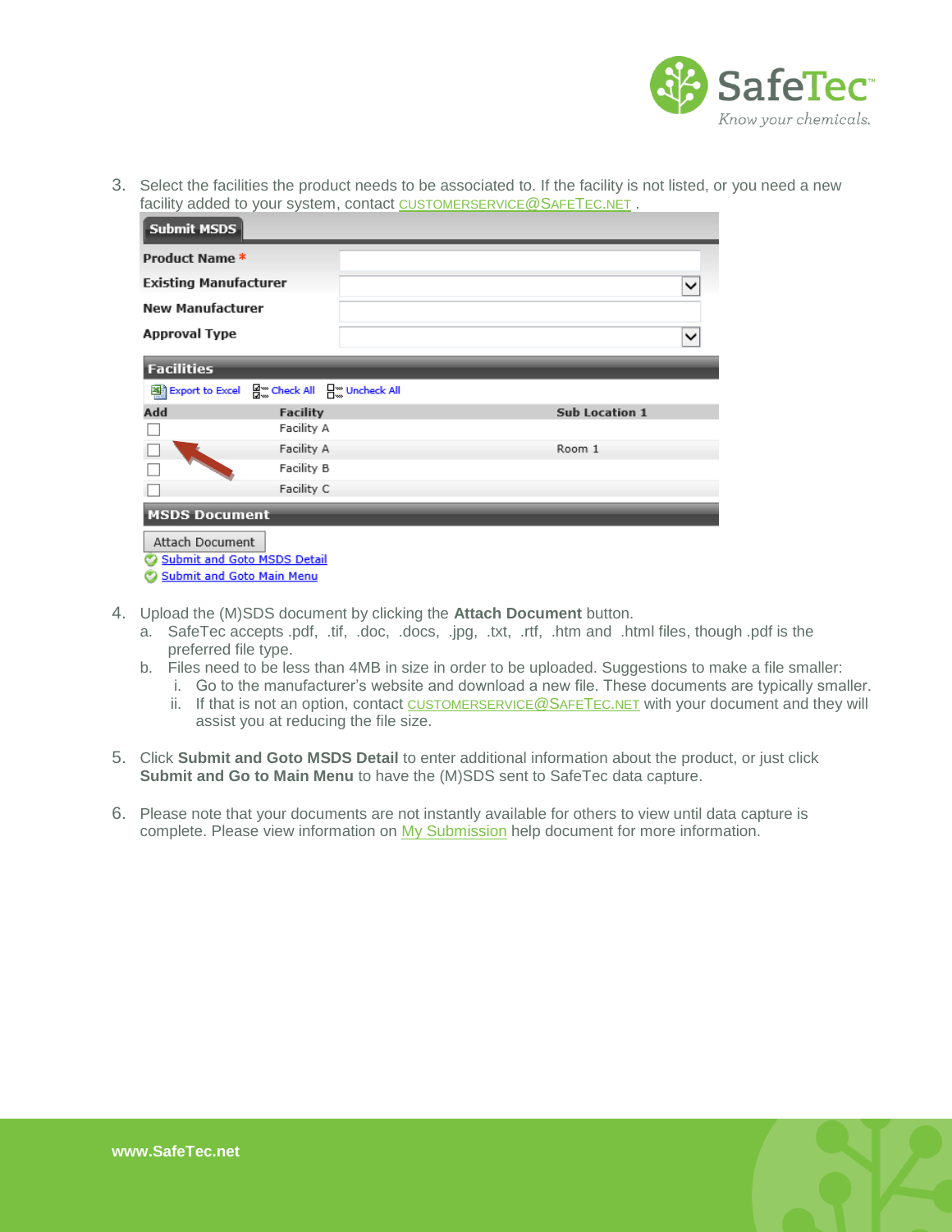3. Select the facilities the product needs to be associated to. If the facility is not listed, or you need a new facility added to your system, contact CUSTOMERSERVICE@SAFETEC.NET .

**Submit MSDS**

| | |
|---|---|
| Product Name * | |
| Existing Manufacturer | |
| New Manufacturer | |
| Approval Type | |

**Facilities**

Export to Excel | Check All | Uncheck All

| Add | Facility | Sub Location 1 |
|---|---|---|
| ☐ | Facility A | |
| ☐ | Facility A | Room 1 |
| ☐ | Facility B | |
| ☐ | Facility C | |

**MSDS Document**

Attach Document

Submit and Goto MSDS Detail

Submit and Goto Main Menu

4. Upload the (M)SDS document by clicking the **Attach Document** button.
   a. SafeTec accepts .pdf, .tif, .doc, .docs, .jpg, .txt, .rtf, .htm and .html files, though .pdf is the preferred file type.
   b. Files need to be less than 4MB in size in order to be uploaded. Suggestions to make a file smaller:
      i. Go to the manufacturer's website and download a new file. These documents are typically smaller.
      ii. If that is not an option, contact CUSTOMERSERVICE@SAFETEC.NET with your document and they will assist you at reducing the file size.

5. Click **Submit and Goto MSDS Detail** to enter additional information about the product, or just click **Submit and Go to Main Menu** to have the (M)SDS sent to SafeTec data capture.

6. Please note that your documents are not instantly available for others to view until data capture is complete. Please view information on My Submission help document for more information.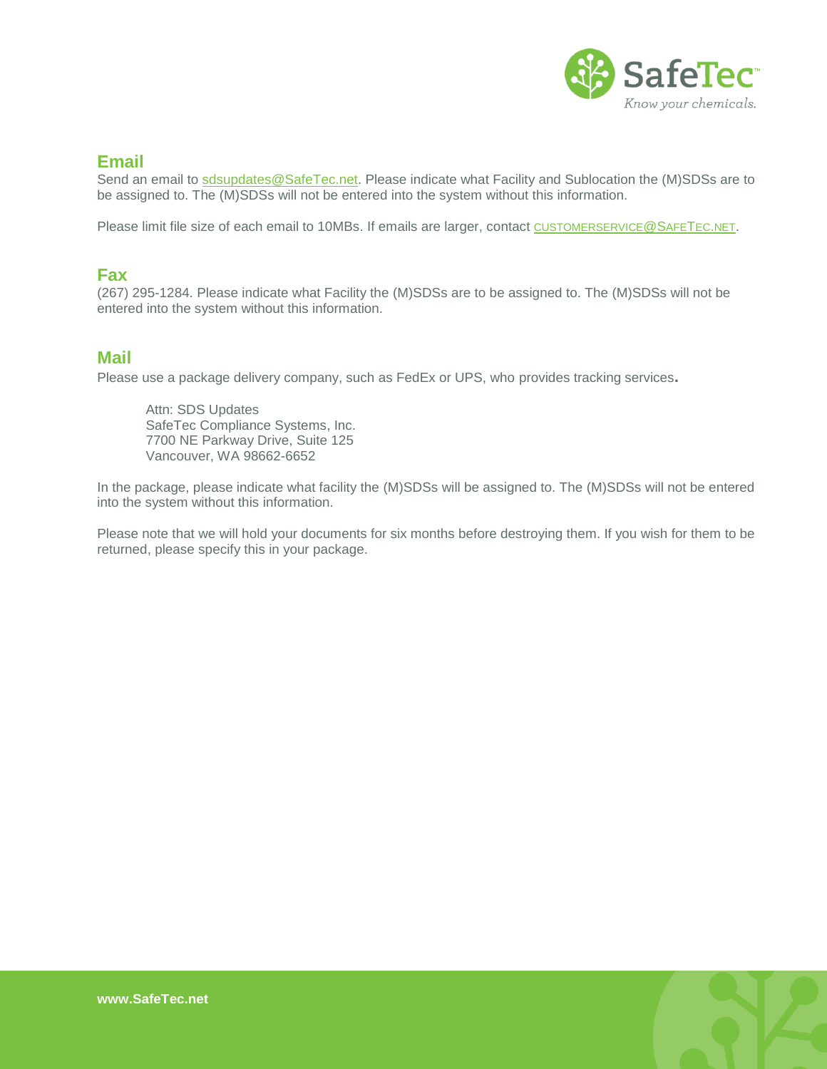## Email

Send an email to sdsupdates@SafeTec.net. Please indicate what Facility and Sublocation the (M)SDSs are to be assigned to. The (M)SDSs will not be entered into the system without this information.

Please limit file size of each email to 10MBs. If emails are larger, contact CUSTOMERSERVICE@SAFETEC.NET.

## Fax

(267) 295-1284. Please indicate what Facility the (M)SDSs are to be assigned to. The (M)SDSs will not be entered into the system without this information.

## Mail

Please use a package delivery company, such as FedEx or UPS, who provides tracking services.

> Attn: SDS Updates
> SafeTec Compliance Systems, Inc.
> 7700 NE Parkway Drive, Suite 125
> Vancouver, WA 98662-6652

In the package, please indicate what facility the (M)SDSs will be assigned to. The (M)SDSs will not be entered into the system without this information.

Please note that we will hold your documents for six months before destroying them. If you wish for them to be returned, please specify this in your package.